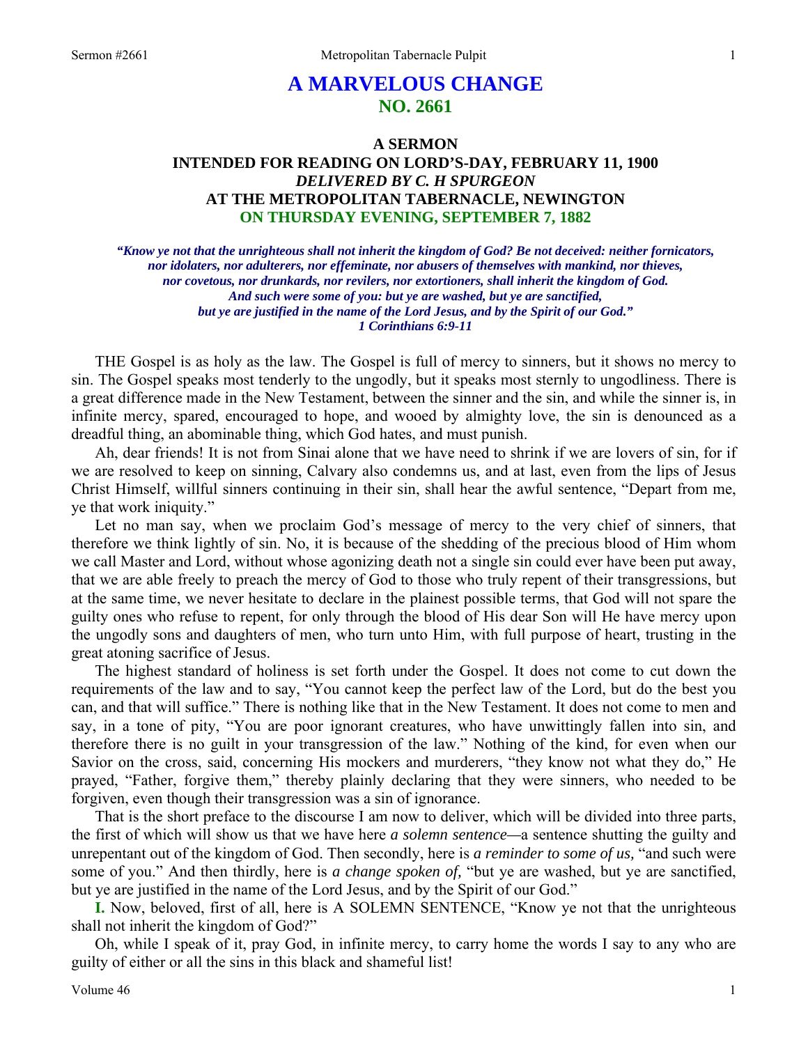# A MARVELOUS CHANGE
## NO. 2661

### A SERMON
### INTENDED FOR READING ON LORD'S-DAY, FEBRUARY 11, 1900
### *DELIVERED BY C. H SPURGEON*
### AT THE METROPOLITAN TABERNACLE, NEWINGTON
### ON THURSDAY EVENING, SEPTEMBER 7, 1882

***"Know ye not that the unrighteous shall not inherit the kingdom of God? Be not deceived: neither fornicators, nor idolaters, nor adulterers, nor effeminate, nor abusers of themselves with mankind, nor thieves, nor covetous, nor drunkards, nor revilers, nor extortioners, shall inherit the kingdom of God. And such were some of you: but ye are washed, but ye are sanctified, but ye are justified in the name of the Lord Jesus, and by the Spirit of our God." 1 Corinthians 6:9-11***

THE Gospel is as holy as the law. The Gospel is full of mercy to sinners, but it shows no mercy to sin. The Gospel speaks most tenderly to the ungodly, but it speaks most sternly to ungodliness. There is a great difference made in the New Testament, between the sinner and the sin, and while the sinner is, in infinite mercy, spared, encouraged to hope, and wooed by almighty love, the sin is denounced as a dreadful thing, an abominable thing, which God hates, and must punish.

Ah, dear friends! It is not from Sinai alone that we have need to shrink if we are lovers of sin, for if we are resolved to keep on sinning, Calvary also condemns us, and at last, even from the lips of Jesus Christ Himself, willful sinners continuing in their sin, shall hear the awful sentence, "Depart from me, ye that work iniquity."

Let no man say, when we proclaim God's message of mercy to the very chief of sinners, that therefore we think lightly of sin. No, it is because of the shedding of the precious blood of Him whom we call Master and Lord, without whose agonizing death not a single sin could ever have been put away, that we are able freely to preach the mercy of God to those who truly repent of their transgressions, but at the same time, we never hesitate to declare in the plainest possible terms, that God will not spare the guilty ones who refuse to repent, for only through the blood of His dear Son will He have mercy upon the ungodly sons and daughters of men, who turn unto Him, with full purpose of heart, trusting in the great atoning sacrifice of Jesus.

The highest standard of holiness is set forth under the Gospel. It does not come to cut down the requirements of the law and to say, "You cannot keep the perfect law of the Lord, but do the best you can, and that will suffice." There is nothing like that in the New Testament. It does not come to men and say, in a tone of pity, "You are poor ignorant creatures, who have unwittingly fallen into sin, and therefore there is no guilt in your transgression of the law." Nothing of the kind, for even when our Savior on the cross, said, concerning His mockers and murderers, "they know not what they do," He prayed, "Father, forgive them," thereby plainly declaring that they were sinners, who needed to be forgiven, even though their transgression was a sin of ignorance.

That is the short preface to the discourse I am now to deliver, which will be divided into three parts, the first of which will show us that we have here *a solemn sentence*—a sentence shutting the guilty and unrepentant out of the kingdom of God. Then secondly, here is *a reminder to some of us,* "and such were some of you." And then thirdly, here is *a change spoken of,* "but ye are washed, but ye are sanctified, but ye are justified in the name of the Lord Jesus, and by the Spirit of our God."

**I.** Now, beloved, first of all, here is A SOLEMN SENTENCE, "Know ye not that the unrighteous shall not inherit the kingdom of God?"

Oh, while I speak of it, pray God, in infinite mercy, to carry home the words I say to any who are guilty of either or all the sins in this black and shameful list!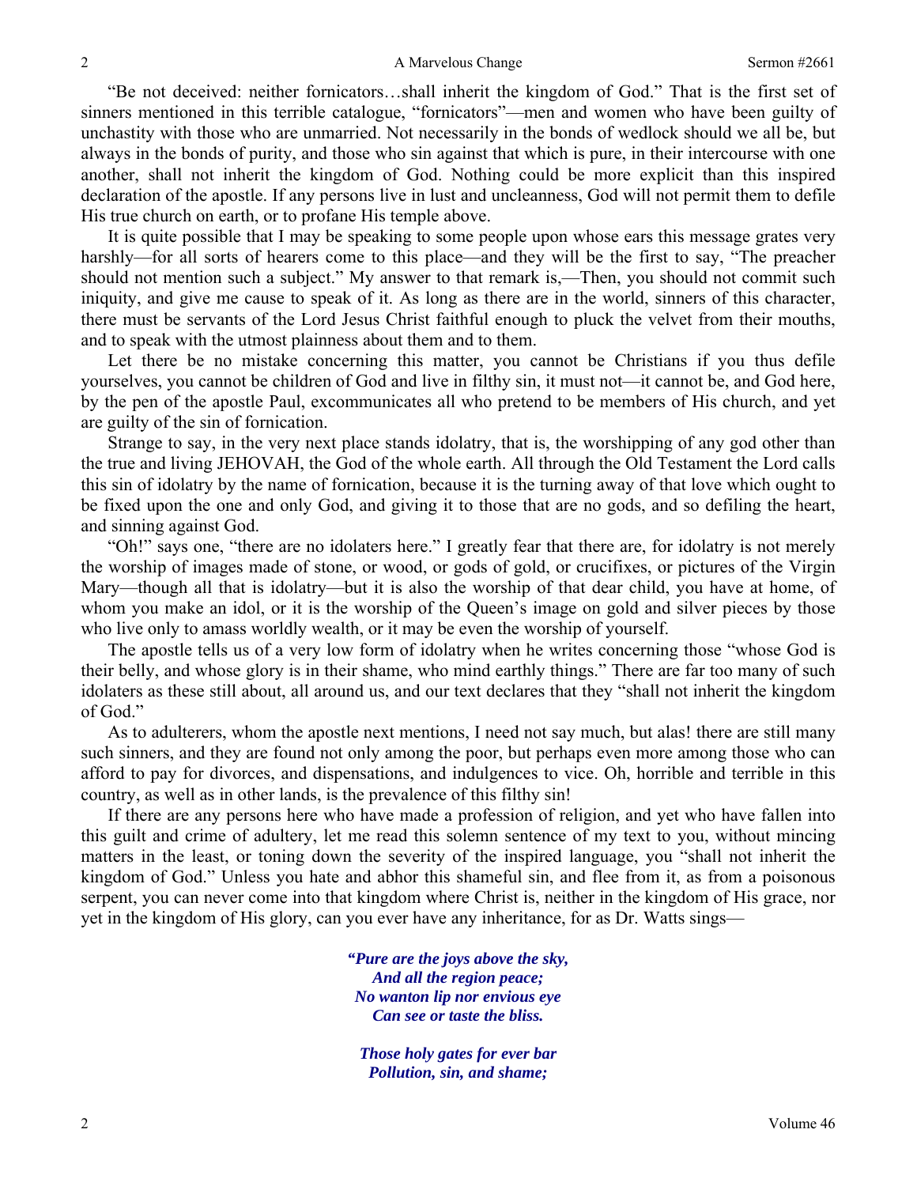"Be not deceived: neither fornicators…shall inherit the kingdom of God." That is the first set of sinners mentioned in this terrible catalogue, "fornicators"—men and women who have been guilty of unchastity with those who are unmarried. Not necessarily in the bonds of wedlock should we all be, but always in the bonds of purity, and those who sin against that which is pure, in their intercourse with one another, shall not inherit the kingdom of God. Nothing could be more explicit than this inspired declaration of the apostle. If any persons live in lust and uncleanness, God will not permit them to defile His true church on earth, or to profane His temple above.

It is quite possible that I may be speaking to some people upon whose ears this message grates very harshly—for all sorts of hearers come to this place—and they will be the first to say, "The preacher should not mention such a subject." My answer to that remark is,—Then, you should not commit such iniquity, and give me cause to speak of it. As long as there are in the world, sinners of this character, there must be servants of the Lord Jesus Christ faithful enough to pluck the velvet from their mouths, and to speak with the utmost plainness about them and to them.

Let there be no mistake concerning this matter, you cannot be Christians if you thus defile yourselves, you cannot be children of God and live in filthy sin, it must not—it cannot be, and God here, by the pen of the apostle Paul, excommunicates all who pretend to be members of His church, and yet are guilty of the sin of fornication.

Strange to say, in the very next place stands idolatry, that is, the worshipping of any god other than the true and living JEHOVAH, the God of the whole earth. All through the Old Testament the Lord calls this sin of idolatry by the name of fornication, because it is the turning away of that love which ought to be fixed upon the one and only God, and giving it to those that are no gods, and so defiling the heart, and sinning against God.

"Oh!" says one, "there are no idolaters here." I greatly fear that there are, for idolatry is not merely the worship of images made of stone, or wood, or gods of gold, or crucifixes, or pictures of the Virgin Mary—though all that is idolatry—but it is also the worship of that dear child, you have at home, of whom you make an idol, or it is the worship of the Queen's image on gold and silver pieces by those who live only to amass worldly wealth, or it may be even the worship of yourself.

The apostle tells us of a very low form of idolatry when he writes concerning those "whose God is their belly, and whose glory is in their shame, who mind earthly things." There are far too many of such idolaters as these still about, all around us, and our text declares that they "shall not inherit the kingdom of God."

As to adulterers, whom the apostle next mentions, I need not say much, but alas! there are still many such sinners, and they are found not only among the poor, but perhaps even more among those who can afford to pay for divorces, and dispensations, and indulgences to vice. Oh, horrible and terrible in this country, as well as in other lands, is the prevalence of this filthy sin!

If there are any persons here who have made a profession of religion, and yet who have fallen into this guilt and crime of adultery, let me read this solemn sentence of my text to you, without mincing matters in the least, or toning down the severity of the inspired language, you "shall not inherit the kingdom of God." Unless you hate and abhor this shameful sin, and flee from it, as from a poisonous serpent, you can never come into that kingdom where Christ is, neither in the kingdom of His grace, nor yet in the kingdom of His glory, can you ever have any inheritance, for as Dr. Watts sings—

*"Pure are the joys above the sky,*
*And all the region peace;*
*No wanton lip nor envious eye*
*Can see or taste the bliss.*

*Those holy gates for ever bar*
*Pollution, sin, and shame;*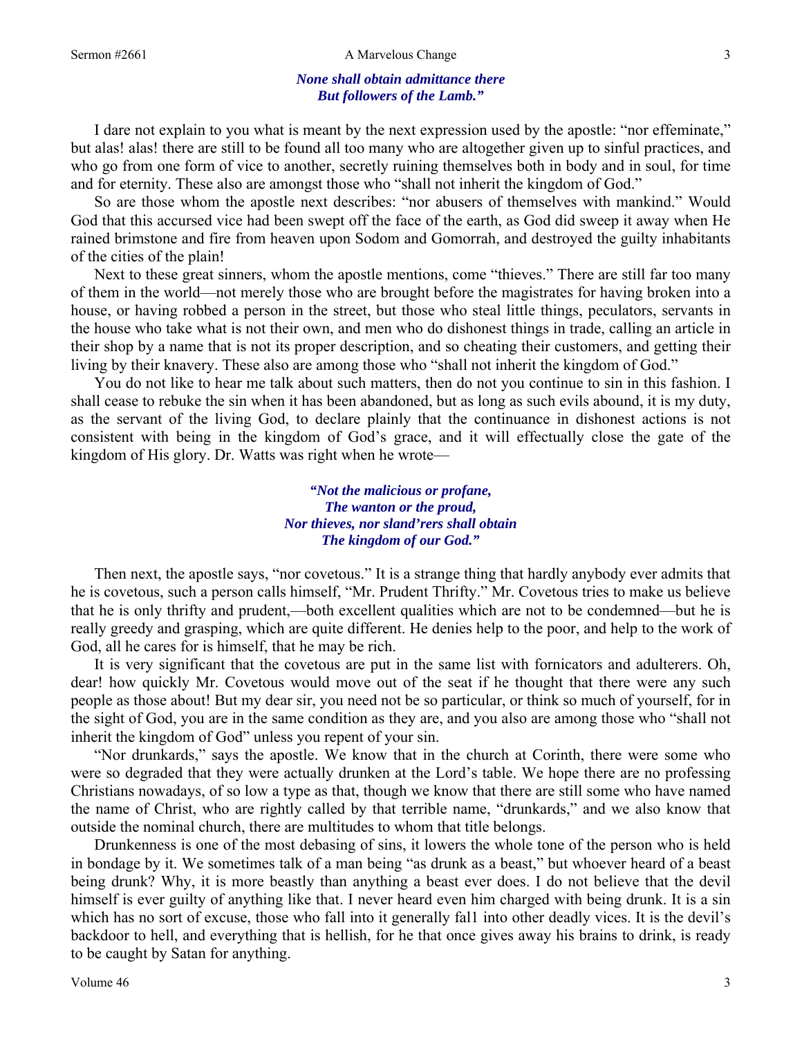*None shall obtain admittance there*
*But followers of the Lamb.”*

I dare not explain to you what is meant by the next expression used by the apostle: “nor effeminate,” but alas! alas! there are still to be found all too many who are altogether given up to sinful practices, and who go from one form of vice to another, secretly ruining themselves both in body and in soul, for time and for eternity. These also are amongst those who “shall not inherit the kingdom of God.”

So are those whom the apostle next describes: “nor abusers of themselves with mankind.” Would God that this accursed vice had been swept off the face of the earth, as God did sweep it away when He rained brimstone and fire from heaven upon Sodom and Gomorrah, and destroyed the guilty inhabitants of the cities of the plain!

Next to these great sinners, whom the apostle mentions, come “thieves.” There are still far too many of them in the world—not merely those who are brought before the magistrates for having broken into a house, or having robbed a person in the street, but those who steal little things, peculators, servants in the house who take what is not their own, and men who do dishonest things in trade, calling an article in their shop by a name that is not its proper description, and so cheating their customers, and getting their living by their knavery. These also are among those who “shall not inherit the kingdom of God.”

You do not like to hear me talk about such matters, then do not you continue to sin in this fashion. I shall cease to rebuke the sin when it has been abandoned, but as long as such evils abound, it is my duty, as the servant of the living God, to declare plainly that the continuance in dishonest actions is not consistent with being in the kingdom of God’s grace, and it will effectually close the gate of the kingdom of His glory. Dr. Watts was right when he wrote—

*“Not the malicious or profane,*
*The wanton or the proud,*
*Nor thieves, nor sland’rers shall obtain*
*The kingdom of our God.”*

Then next, the apostle says, “nor covetous.” It is a strange thing that hardly anybody ever admits that he is covetous, such a person calls himself, “Mr. Prudent Thrifty.” Mr. Covetous tries to make us believe that he is only thrifty and prudent,—both excellent qualities which are not to be condemned—but he is really greedy and grasping, which are quite different. He denies help to the poor, and help to the work of God, all he cares for is himself, that he may be rich.

It is very significant that the covetous are put in the same list with fornicators and adulterers. Oh, dear! how quickly Mr. Covetous would move out of the seat if he thought that there were any such people as those about! But my dear sir, you need not be so particular, or think so much of yourself, for in the sight of God, you are in the same condition as they are, and you also are among those who “shall not inherit the kingdom of God” unless you repent of your sin.

“Nor drunkards,” says the apostle. We know that in the church at Corinth, there were some who were so degraded that they were actually drunken at the Lord’s table. We hope there are no professing Christians nowadays, of so low a type as that, though we know that there are still some who have named the name of Christ, who are rightly called by that terrible name, “drunkards,” and we also know that outside the nominal church, there are multitudes to whom that title belongs.

Drunkenness is one of the most debasing of sins, it lowers the whole tone of the person who is held in bondage by it. We sometimes talk of a man being “as drunk as a beast,” but whoever heard of a beast being drunk? Why, it is more beastly than anything a beast ever does. I do not believe that the devil himself is ever guilty of anything like that. I never heard even him charged with being drunk. It is a sin which has no sort of excuse, those who fall into it generally fal1 into other deadly vices. It is the devil’s backdoor to hell, and everything that is hellish, for he that once gives away his brains to drink, is ready to be caught by Satan for anything.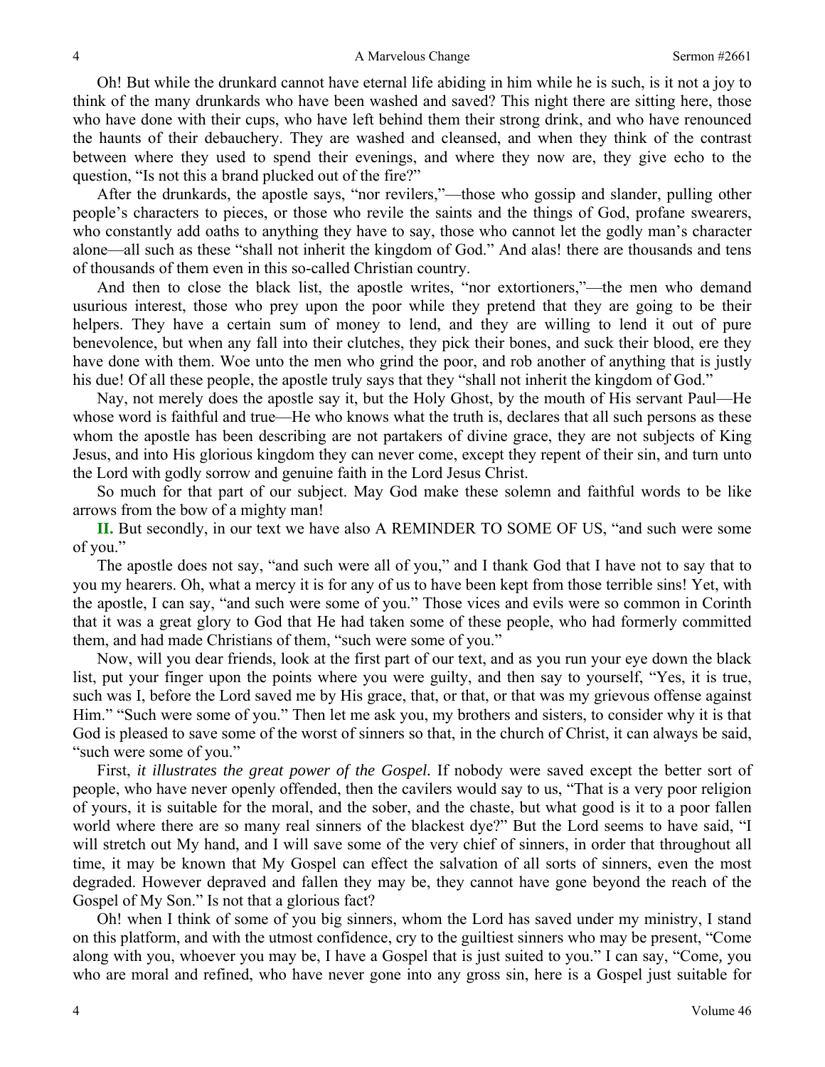Oh! But while the drunkard cannot have eternal life abiding in him while he is such, is it not a joy to think of the many drunkards who have been washed and saved? This night there are sitting here, those who have done with their cups, who have left behind them their strong drink, and who have renounced the haunts of their debauchery. They are washed and cleansed, and when they think of the contrast between where they used to spend their evenings, and where they now are, they give echo to the question, "Is not this a brand plucked out of the fire?"

After the drunkards, the apostle says, "nor revilers,"—those who gossip and slander, pulling other people's characters to pieces, or those who revile the saints and the things of God, profane swearers, who constantly add oaths to anything they have to say, those who cannot let the godly man's character alone—all such as these "shall not inherit the kingdom of God." And alas! there are thousands and tens of thousands of them even in this so-called Christian country.

And then to close the black list, the apostle writes, "nor extortioners,"—the men who demand usurious interest, those who prey upon the poor while they pretend that they are going to be their helpers. They have a certain sum of money to lend, and they are willing to lend it out of pure benevolence, but when any fall into their clutches, they pick their bones, and suck their blood, ere they have done with them. Woe unto the men who grind the poor, and rob another of anything that is justly his due! Of all these people, the apostle truly says that they "shall not inherit the kingdom of God."

Nay, not merely does the apostle say it, but the Holy Ghost, by the mouth of His servant Paul—He whose word is faithful and true—He who knows what the truth is, declares that all such persons as these whom the apostle has been describing are not partakers of divine grace, they are not subjects of King Jesus, and into His glorious kingdom they can never come, except they repent of their sin, and turn unto the Lord with godly sorrow and genuine faith in the Lord Jesus Christ.

So much for that part of our subject. May God make these solemn and faithful words to be like arrows from the bow of a mighty man!

**II.** But secondly, in our text we have also A REMINDER TO SOME OF US, "and such were some of you."

The apostle does not say, "and such were all of you," and I thank God that I have not to say that to you my hearers. Oh, what a mercy it is for any of us to have been kept from those terrible sins! Yet, with the apostle, I can say, "and such were some of you." Those vices and evils were so common in Corinth that it was a great glory to God that He had taken some of these people, who had formerly committed them, and had made Christians of them, "such were some of you."

Now, will you dear friends, look at the first part of our text, and as you run your eye down the black list, put your finger upon the points where you were guilty, and then say to yourself, "Yes, it is true, such was I, before the Lord saved me by His grace, that, or that, or that was my grievous offense against Him." "Such were some of you." Then let me ask you, my brothers and sisters, to consider why it is that God is pleased to save some of the worst of sinners so that, in the church of Christ, it can always be said, "such were some of you."

First, *it illustrates the great power of the Gospel.* If nobody were saved except the better sort of people, who have never openly offended, then the cavilers would say to us, "That is a very poor religion of yours, it is suitable for the moral, and the sober, and the chaste, but what good is it to a poor fallen world where there are so many real sinners of the blackest dye?" But the Lord seems to have said, "I will stretch out My hand, and I will save some of the very chief of sinners, in order that throughout all time, it may be known that My Gospel can effect the salvation of all sorts of sinners, even the most degraded. However depraved and fallen they may be, they cannot have gone beyond the reach of the Gospel of My Son." Is not that a glorious fact?

Oh! when I think of some of you big sinners, whom the Lord has saved under my ministry, I stand on this platform, and with the utmost confidence, cry to the guiltiest sinners who may be present, "Come along with you, whoever you may be, I have a Gospel that is just suited to you." I can say, "Come, you who are moral and refined, who have never gone into any gross sin, here is a Gospel just suitable for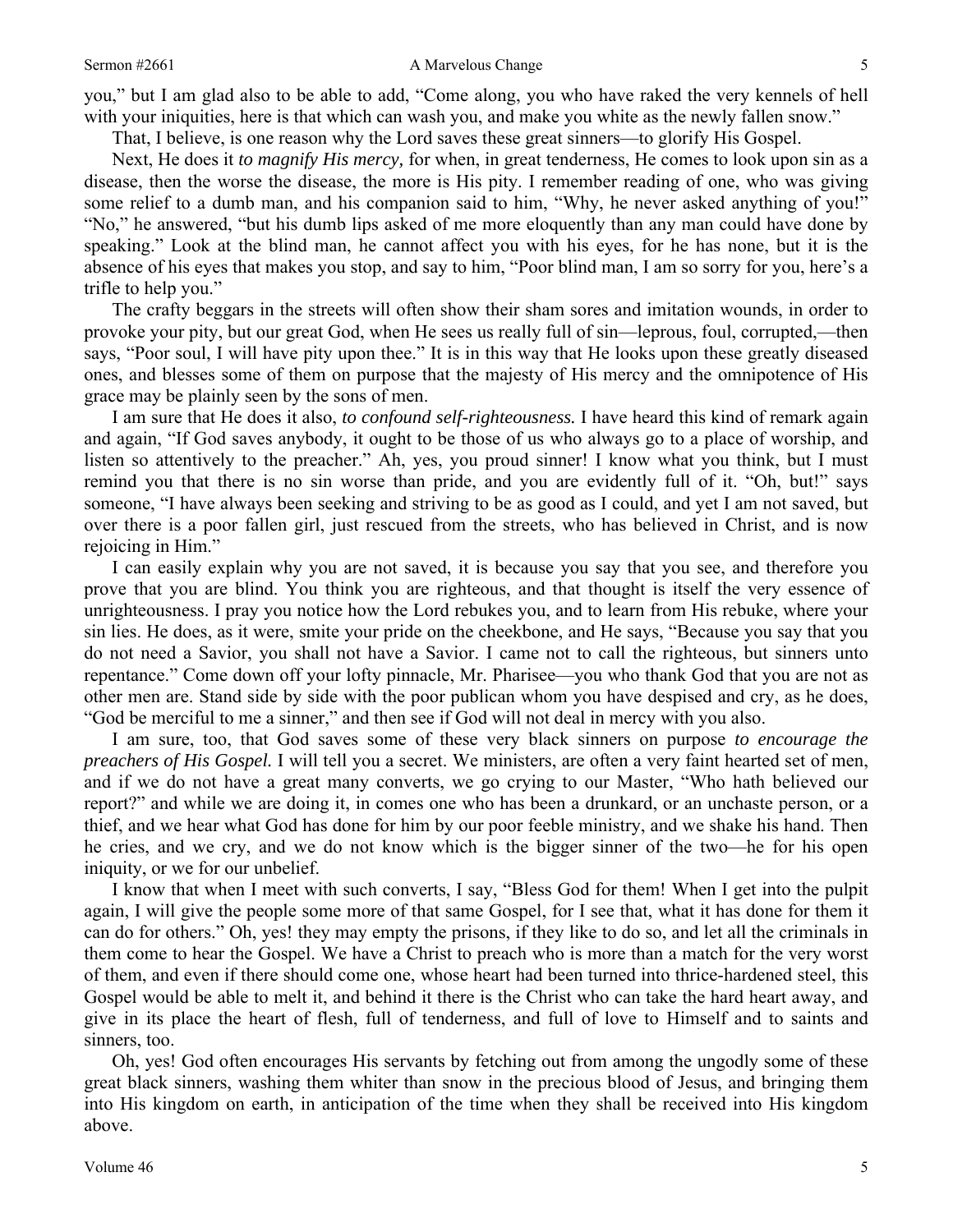you," but I am glad also to be able to add, "Come along, you who have raked the very kennels of hell with your iniquities, here is that which can wash you, and make you white as the newly fallen snow."

That, I believe, is one reason why the Lord saves these great sinners—to glorify His Gospel.

Next, He does it *to magnify His mercy,* for when, in great tenderness, He comes to look upon sin as a disease, then the worse the disease, the more is His pity. I remember reading of one, who was giving some relief to a dumb man, and his companion said to him, "Why, he never asked anything of you!" "No," he answered, "but his dumb lips asked of me more eloquently than any man could have done by speaking." Look at the blind man, he cannot affect you with his eyes, for he has none, but it is the absence of his eyes that makes you stop, and say to him, "Poor blind man, I am so sorry for you, here's a trifle to help you."

The crafty beggars in the streets will often show their sham sores and imitation wounds, in order to provoke your pity, but our great God, when He sees us really full of sin—leprous, foul, corrupted,—then says, "Poor soul, I will have pity upon thee." It is in this way that He looks upon these greatly diseased ones, and blesses some of them on purpose that the majesty of His mercy and the omnipotence of His grace may be plainly seen by the sons of men.

I am sure that He does it also, *to confound self-righteousness.* I have heard this kind of remark again and again, "If God saves anybody, it ought to be those of us who always go to a place of worship, and listen so attentively to the preacher." Ah, yes, you proud sinner! I know what you think, but I must remind you that there is no sin worse than pride, and you are evidently full of it. "Oh, but!" says someone, "I have always been seeking and striving to be as good as I could, and yet I am not saved, but over there is a poor fallen girl, just rescued from the streets, who has believed in Christ, and is now rejoicing in Him."

I can easily explain why you are not saved, it is because you say that you see, and therefore you prove that you are blind. You think you are righteous, and that thought is itself the very essence of unrighteousness. I pray you notice how the Lord rebukes you, and to learn from His rebuke, where your sin lies. He does, as it were, smite your pride on the cheekbone, and He says, "Because you say that you do not need a Savior, you shall not have a Savior. I came not to call the righteous, but sinners unto repentance." Come down off your lofty pinnacle, Mr. Pharisee—you who thank God that you are not as other men are. Stand side by side with the poor publican whom you have despised and cry, as he does, "God be merciful to me a sinner," and then see if God will not deal in mercy with you also.

I am sure, too, that God saves some of these very black sinners on purpose *to encourage the preachers of His Gospel.* I will tell you a secret. We ministers, are often a very faint hearted set of men, and if we do not have a great many converts, we go crying to our Master, "Who hath believed our report?" and while we are doing it, in comes one who has been a drunkard, or an unchaste person, or a thief, and we hear what God has done for him by our poor feeble ministry, and we shake his hand. Then he cries, and we cry, and we do not know which is the bigger sinner of the two—he for his open iniquity, or we for our unbelief.

I know that when I meet with such converts, I say, "Bless God for them! When I get into the pulpit again, I will give the people some more of that same Gospel, for I see that, what it has done for them it can do for others." Oh, yes! they may empty the prisons, if they like to do so, and let all the criminals in them come to hear the Gospel. We have a Christ to preach who is more than a match for the very worst of them, and even if there should come one, whose heart had been turned into thrice-hardened steel, this Gospel would be able to melt it, and behind it there is the Christ who can take the hard heart away, and give in its place the heart of flesh, full of tenderness, and full of love to Himself and to saints and sinners, too.

Oh, yes! God often encourages His servants by fetching out from among the ungodly some of these great black sinners, washing them whiter than snow in the precious blood of Jesus, and bringing them into His kingdom on earth, in anticipation of the time when they shall be received into His kingdom above.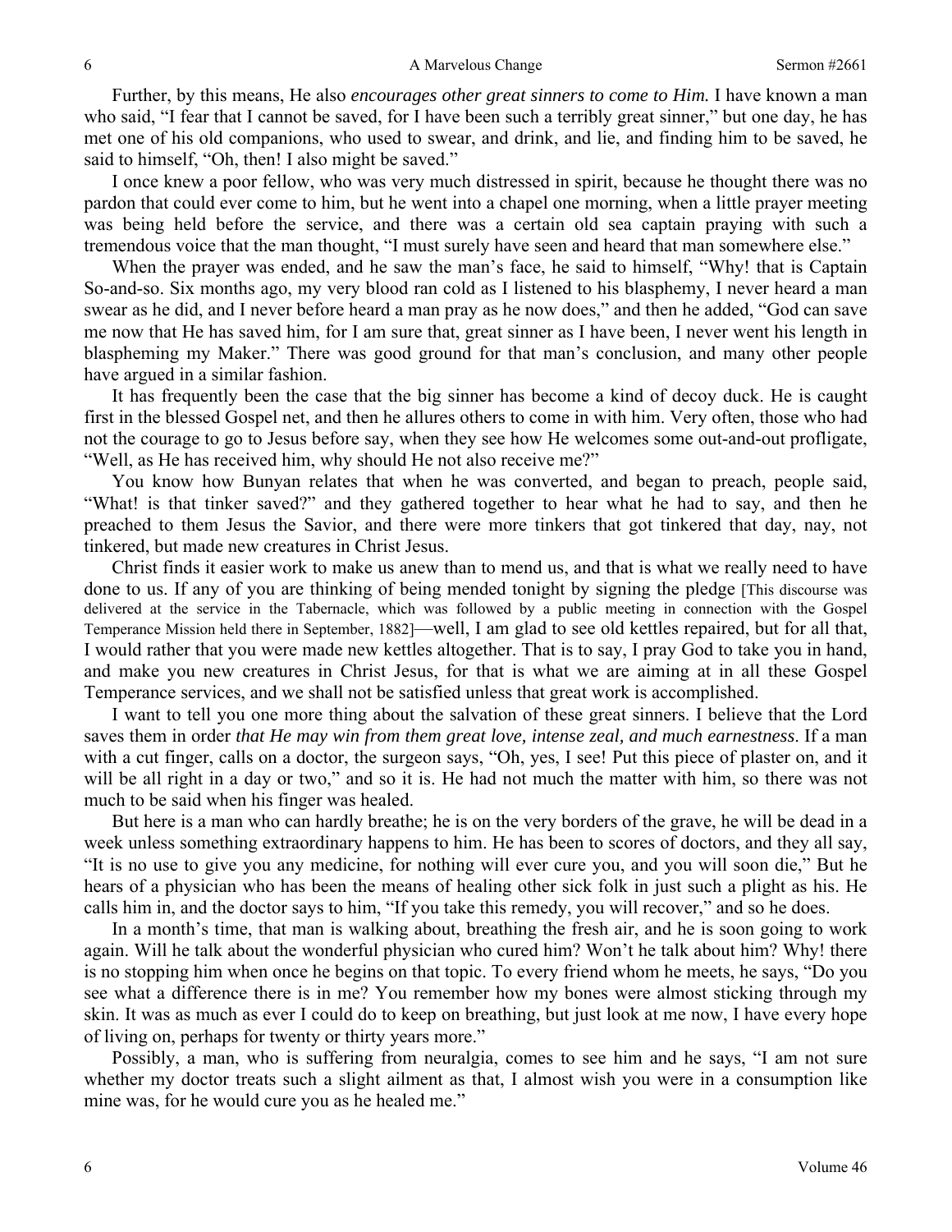Further, by this means, He also *encourages other great sinners to come to Him.* I have known a man who said, "I fear that I cannot be saved, for I have been such a terribly great sinner," but one day, he has met one of his old companions, who used to swear, and drink, and lie, and finding him to be saved, he said to himself, "Oh, then! I also might be saved."

I once knew a poor fellow, who was very much distressed in spirit, because he thought there was no pardon that could ever come to him, but he went into a chapel one morning, when a little prayer meeting was being held before the service, and there was a certain old sea captain praying with such a tremendous voice that the man thought, "I must surely have seen and heard that man somewhere else."

When the prayer was ended, and he saw the man's face, he said to himself, "Why! that is Captain So-and-so. Six months ago, my very blood ran cold as I listened to his blasphemy, I never heard a man swear as he did, and I never before heard a man pray as he now does," and then he added, "God can save me now that He has saved him, for I am sure that, great sinner as I have been, I never went his length in blaspheming my Maker." There was good ground for that man's conclusion, and many other people have argued in a similar fashion.

It has frequently been the case that the big sinner has become a kind of decoy duck. He is caught first in the blessed Gospel net, and then he allures others to come in with him. Very often, those who had not the courage to go to Jesus before say, when they see how He welcomes some out-and-out profligate, "Well, as He has received him, why should He not also receive me?"

You know how Bunyan relates that when he was converted, and began to preach, people said, "What! is that tinker saved?" and they gathered together to hear what he had to say, and then he preached to them Jesus the Savior, and there were more tinkers that got tinkered that day, nay, not tinkered, but made new creatures in Christ Jesus.

Christ finds it easier work to make us anew than to mend us, and that is what we really need to have done to us. If any of you are thinking of being mended tonight by signing the pledge [This discourse was delivered at the service in the Tabernacle, which was followed by a public meeting in connection with the Gospel Temperance Mission held there in September, 1882]—well, I am glad to see old kettles repaired, but for all that, I would rather that you were made new kettles altogether. That is to say, I pray God to take you in hand, and make you new creatures in Christ Jesus, for that is what we are aiming at in all these Gospel Temperance services, and we shall not be satisfied unless that great work is accomplished.

I want to tell you one more thing about the salvation of these great sinners. I believe that the Lord saves them in order *that He may win from them great love, intense zeal, and much earnestness*. If a man with a cut finger, calls on a doctor, the surgeon says, "Oh, yes, I see! Put this piece of plaster on, and it will be all right in a day or two," and so it is. He had not much the matter with him, so there was not much to be said when his finger was healed.

But here is a man who can hardly breathe; he is on the very borders of the grave, he will be dead in a week unless something extraordinary happens to him. He has been to scores of doctors, and they all say, "It is no use to give you any medicine, for nothing will ever cure you, and you will soon die," But he hears of a physician who has been the means of healing other sick folk in just such a plight as his. He calls him in, and the doctor says to him, "If you take this remedy, you will recover," and so he does.

In a month's time, that man is walking about, breathing the fresh air, and he is soon going to work again. Will he talk about the wonderful physician who cured him? Won't he talk about him? Why! there is no stopping him when once he begins on that topic. To every friend whom he meets, he says, "Do you see what a difference there is in me? You remember how my bones were almost sticking through my skin. It was as much as ever I could do to keep on breathing, but just look at me now, I have every hope of living on, perhaps for twenty or thirty years more."

Possibly, a man, who is suffering from neuralgia, comes to see him and he says, "I am not sure whether my doctor treats such a slight ailment as that, I almost wish you were in a consumption like mine was, for he would cure you as he healed me."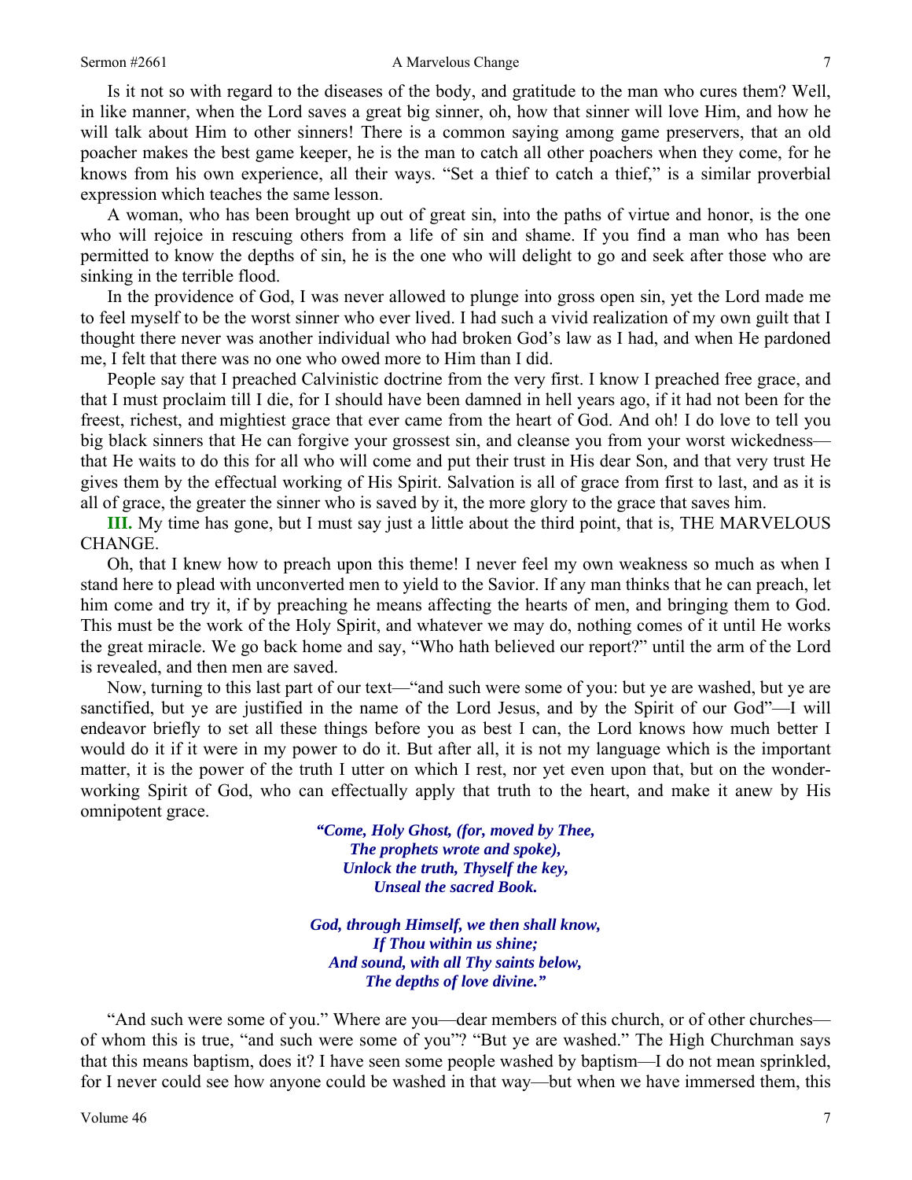Is it not so with regard to the diseases of the body, and gratitude to the man who cures them? Well, in like manner, when the Lord saves a great big sinner, oh, how that sinner will love Him, and how he will talk about Him to other sinners! There is a common saying among game preservers, that an old poacher makes the best game keeper, he is the man to catch all other poachers when they come, for he knows from his own experience, all their ways. "Set a thief to catch a thief," is a similar proverbial expression which teaches the same lesson.

A woman, who has been brought up out of great sin, into the paths of virtue and honor, is the one who will rejoice in rescuing others from a life of sin and shame. If you find a man who has been permitted to know the depths of sin, he is the one who will delight to go and seek after those who are sinking in the terrible flood.

In the providence of God, I was never allowed to plunge into gross open sin, yet the Lord made me to feel myself to be the worst sinner who ever lived. I had such a vivid realization of my own guilt that I thought there never was another individual who had broken God's law as I had, and when He pardoned me, I felt that there was no one who owed more to Him than I did.

People say that I preached Calvinistic doctrine from the very first. I know I preached free grace, and that I must proclaim till I die, for I should have been damned in hell years ago, if it had not been for the freest, richest, and mightiest grace that ever came from the heart of God. And oh! I do love to tell you big black sinners that He can forgive your grossest sin, and cleanse you from your worst wickedness—that He waits to do this for all who will come and put their trust in His dear Son, and that very trust He gives them by the effectual working of His Spirit. Salvation is all of grace from first to last, and as it is all of grace, the greater the sinner who is saved by it, the more glory to the grace that saves him.

**III.** My time has gone, but I must say just a little about the third point, that is, THE MARVELOUS CHANGE.

Oh, that I knew how to preach upon this theme! I never feel my own weakness so much as when I stand here to plead with unconverted men to yield to the Savior. If any man thinks that he can preach, let him come and try it, if by preaching he means affecting the hearts of men, and bringing them to God. This must be the work of the Holy Spirit, and whatever we may do, nothing comes of it until He works the great miracle. We go back home and say, "Who hath believed our report?" until the arm of the Lord is revealed, and then men are saved.

Now, turning to this last part of our text—"and such were some of you: but ye are washed, but ye are sanctified, but ye are justified in the name of the Lord Jesus, and by the Spirit of our God"—I will endeavor briefly to set all these things before you as best I can, the Lord knows how much better I would do it if it were in my power to do it. But after all, it is not my language which is the important matter, it is the power of the truth I utter on which I rest, nor yet even upon that, but on the wonder-working Spirit of God, who can effectually apply that truth to the heart, and make it anew by His omnipotent grace.

> ***"Come, Holy Ghost, (for, moved by Thee,***
> ***The prophets wrote and spoke),***
> ***Unlock the truth, Thyself the key,***
> ***Unseal the sacred Book.***
>
> ***God, through Himself, we then shall know,***
> ***If Thou within us shine;***
> ***And sound, with all Thy saints below,***
> ***The depths of love divine."***

"And such were some of you." Where are you—dear members of this church, or of other churches—of whom this is true, "and such were some of you"? "But ye are washed." The High Churchman says that this means baptism, does it? I have seen some people washed by baptism—I do not mean sprinkled, for I never could see how anyone could be washed in that way—but when we have immersed them, this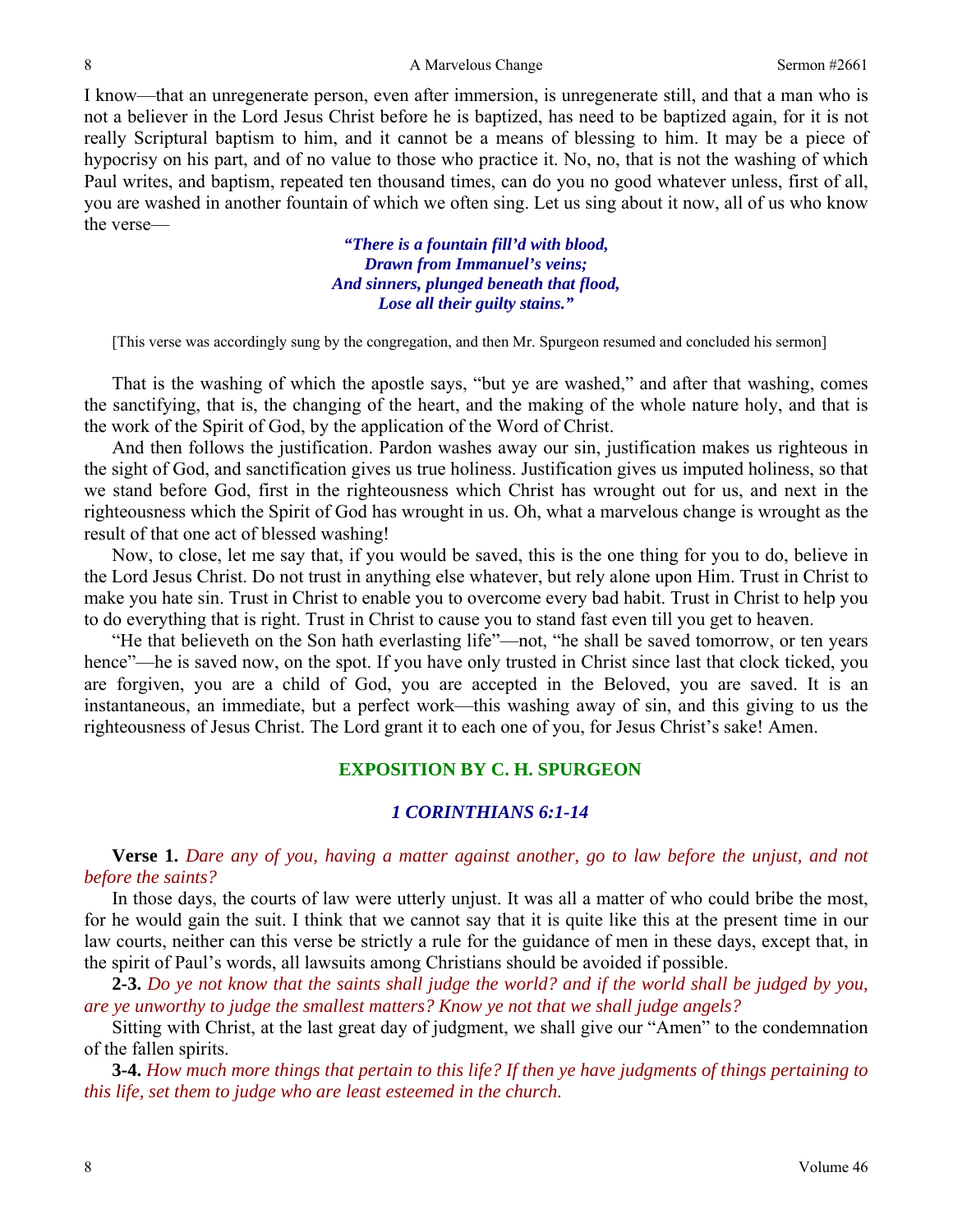I know—that an unregenerate person, even after immersion, is unregenerate still, and that a man who is not a believer in the Lord Jesus Christ before he is baptized, has need to be baptized again, for it is not really Scriptural baptism to him, and it cannot be a means of blessing to him. It may be a piece of hypocrisy on his part, and of no value to those who practice it. No, no, that is not the washing of which Paul writes, and baptism, repeated ten thousand times, can do you no good whatever unless, first of all, you are washed in another fountain of which we often sing. Let us sing about it now, all of us who know the verse—

> ***"There is a fountain fill'd with blood,***
> ***Drawn from Immanuel's veins;***
> ***And sinners, plunged beneath that flood,***
> ***Lose all their guilty stains."***

[This verse was accordingly sung by the congregation, and then Mr. Spurgeon resumed and concluded his sermon]

That is the washing of which the apostle says, "but ye are washed," and after that washing, comes the sanctifying, that is, the changing of the heart, and the making of the whole nature holy, and that is the work of the Spirit of God, by the application of the Word of Christ.

And then follows the justification. Pardon washes away our sin, justification makes us righteous in the sight of God, and sanctification gives us true holiness. Justification gives us imputed holiness, so that we stand before God, first in the righteousness which Christ has wrought out for us, and next in the righteousness which the Spirit of God has wrought in us. Oh, what a marvelous change is wrought as the result of that one act of blessed washing!

Now, to close, let me say that, if you would be saved, this is the one thing for you to do, believe in the Lord Jesus Christ. Do not trust in anything else whatever, but rely alone upon Him. Trust in Christ to make you hate sin. Trust in Christ to enable you to overcome every bad habit. Trust in Christ to help you to do everything that is right. Trust in Christ to cause you to stand fast even till you get to heaven.

"He that believeth on the Son hath everlasting life"—not, "he shall be saved tomorrow, or ten years hence"—he is saved now, on the spot. If you have only trusted in Christ since last that clock ticked, you are forgiven, you are a child of God, you are accepted in the Beloved, you are saved. It is an instantaneous, an immediate, but a perfect work—this washing away of sin, and this giving to us the righteousness of Jesus Christ. The Lord grant it to each one of you, for Jesus Christ's sake! Amen.

## EXPOSITION BY C. H. SPURGEON

### *1 CORINTHIANS 6:1-14*

**Verse 1.** *Dare any of you, having a matter against another, go to law before the unjust, and not before the saints?*

In those days, the courts of law were utterly unjust. It was all a matter of who could bribe the most, for he would gain the suit. I think that we cannot say that it is quite like this at the present time in our law courts, neither can this verse be strictly a rule for the guidance of men in these days, except that, in the spirit of Paul's words, all lawsuits among Christians should be avoided if possible.

**2-3.** *Do ye not know that the saints shall judge the world? and if the world shall be judged by you, are ye unworthy to judge the smallest matters? Know ye not that we shall judge angels?*

Sitting with Christ, at the last great day of judgment, we shall give our "Amen" to the condemnation of the fallen spirits.

**3-4.** *How much more things that pertain to this life? If then ye have judgments of things pertaining to this life, set them to judge who are least esteemed in the church.*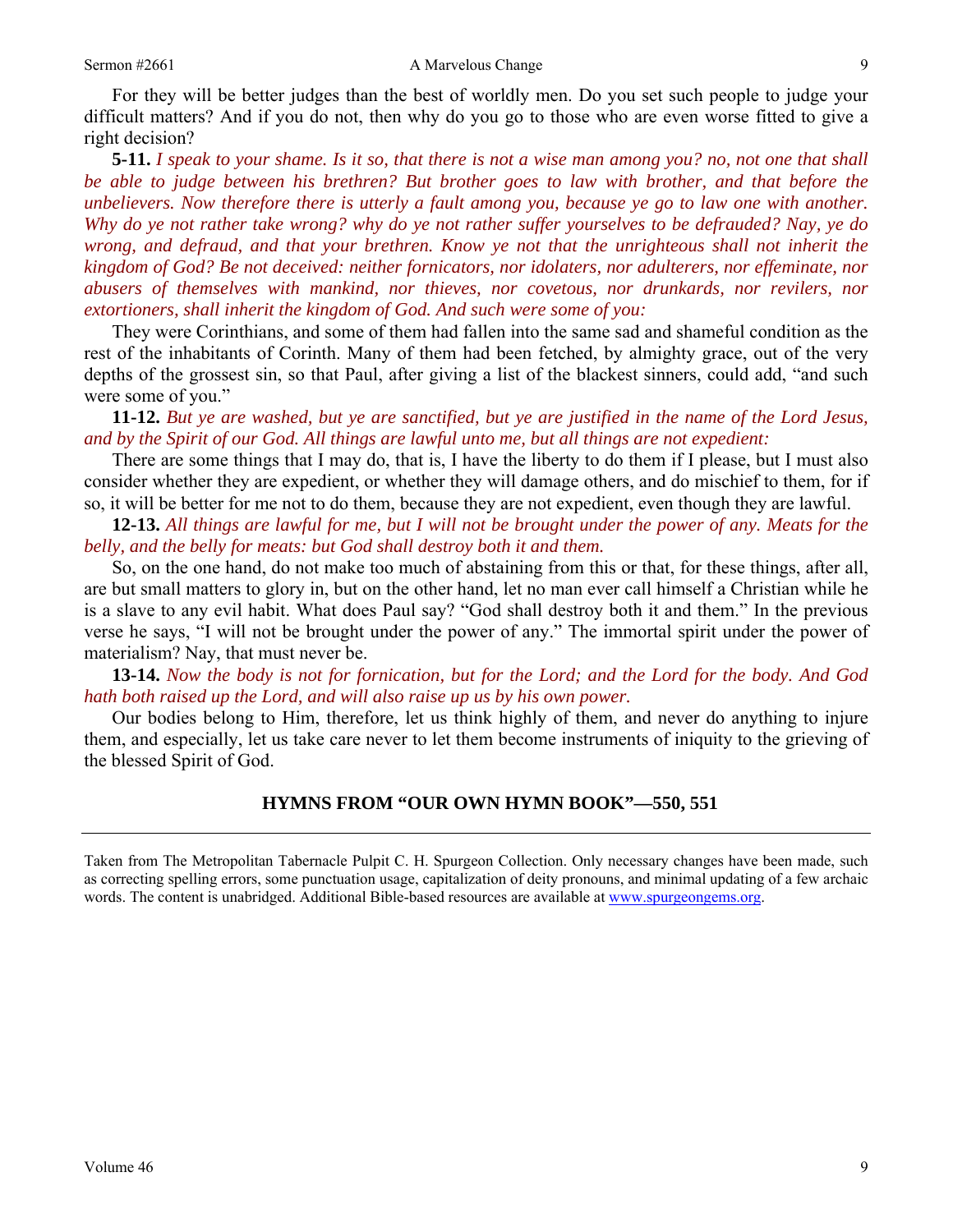For they will be better judges than the best of worldly men. Do you set such people to judge your difficult matters? And if you do not, then why do you go to those who are even worse fitted to give a right decision?

**5-11.** *I speak to your shame. Is it so, that there is not a wise man among you? no, not one that shall be able to judge between his brethren? But brother goes to law with brother, and that before the unbelievers. Now therefore there is utterly a fault among you, because ye go to law one with another. Why do ye not rather take wrong? why do ye not rather suffer yourselves to be defrauded? Nay, ye do wrong, and defraud, and that your brethren. Know ye not that the unrighteous shall not inherit the kingdom of God? Be not deceived: neither fornicators, nor idolaters, nor adulterers, nor effeminate, nor abusers of themselves with mankind, nor thieves, nor covetous, nor drunkards, nor revilers, nor extortioners, shall inherit the kingdom of God. And such were some of you:*

They were Corinthians, and some of them had fallen into the same sad and shameful condition as the rest of the inhabitants of Corinth. Many of them had been fetched, by almighty grace, out of the very depths of the grossest sin, so that Paul, after giving a list of the blackest sinners, could add, "and such were some of you."

**11-12.** *But ye are washed, but ye are sanctified, but ye are justified in the name of the Lord Jesus, and by the Spirit of our God. All things are lawful unto me, but all things are not expedient:*

There are some things that I may do, that is, I have the liberty to do them if I please, but I must also consider whether they are expedient, or whether they will damage others, and do mischief to them, for if so, it will be better for me not to do them, because they are not expedient, even though they are lawful.

**12-13.** *All things are lawful for me, but I will not be brought under the power of any. Meats for the belly, and the belly for meats: but God shall destroy both it and them.*

So, on the one hand, do not make too much of abstaining from this or that, for these things, after all, are but small matters to glory in, but on the other hand, let no man ever call himself a Christian while he is a slave to any evil habit. What does Paul say? "God shall destroy both it and them." In the previous verse he says, "I will not be brought under the power of any." The immortal spirit under the power of materialism? Nay, that must never be.

**13-14.** *Now the body is not for fornication, but for the Lord; and the Lord for the body. And God hath both raised up the Lord, and will also raise up us by his own power.*

Our bodies belong to Him, therefore, let us think highly of them, and never do anything to injure them, and especially, let us take care never to let them become instruments of iniquity to the grieving of the blessed Spirit of God.

### HYMNS FROM "OUR OWN HYMN BOOK"—550, 551

---

Taken from The Metropolitan Tabernacle Pulpit C. H. Spurgeon Collection. Only necessary changes have been made, such as correcting spelling errors, some punctuation usage, capitalization of deity pronouns, and minimal updating of a few archaic words. The content is unabridged. Additional Bible-based resources are available at www.spurgeongems.org.